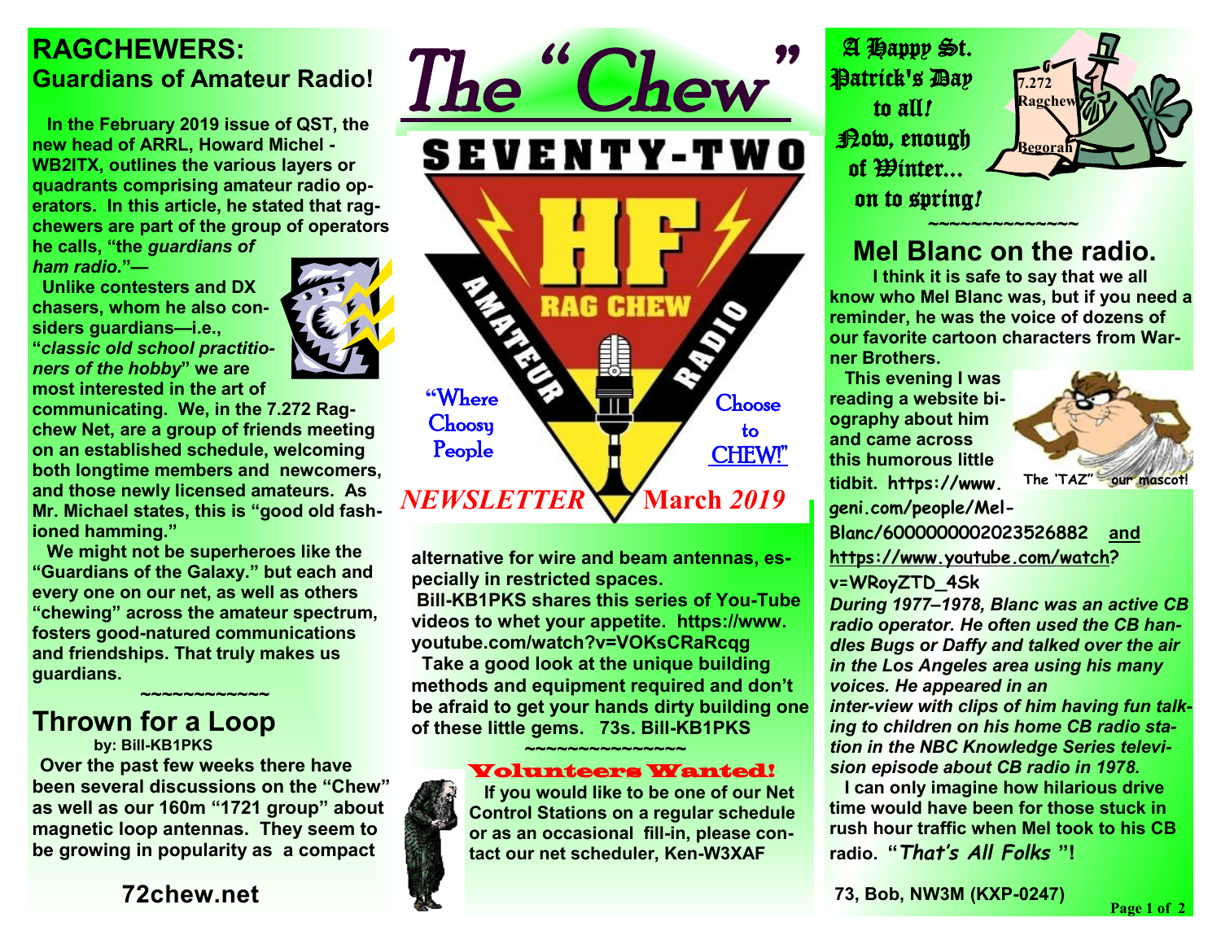# The "Chew"

SEVENTY-TWO

HF

AMATEUR RAG CHEW RADIO

"Where Choosy People Choose to CHEW!"

*NEWSLETTER* **March** ***2019***

## RAGCHEWERS: Guardians of Amateur Radio!

**In the February 2019 issue of QST, the new head of ARRL, Howard Michel - WB2ITX, outlines the various layers or quadrants comprising amateur radio operators. In this article, he stated that ragchewers are part of the group of operators he calls, "the *guardians of ham radio*."—**

**Unlike contesters and DX chasers, whom he also considers guardians—i.e., "*classic old school practitioners of the hobby*" we are most interested in the art of communicating. We, in the 7.272 Ragchew Net, are a group of friends meeting on an established schedule, welcoming both longtime members and newcomers, and those newly licensed amateurs. As Mr. Michael states, this is "good old fashioned hamming."**

**We might not be superheroes like the "Guardians of the Galaxy." but each and every one on our net, as well as others "chewing" across the amateur spectrum, fosters good-natured communications and friendships. That truly makes us guardians.**

~~~~~~~~~~~~

## Thrown for a Loop

**by: Bill-KB1PKS**

**Over the past few weeks there have been several discussions on the "Chew" as well as our 160m "1721 group" about magnetic loop antennas. They seem to be growing in popularity as a compact alternative for wire and beam antennas, especially in restricted spaces.**

**Bill-KB1PKS shares this series of You-Tube videos to whet your appetite. https://www.youtube.com/watch?v=VOKsCRaRcqg**

**Take a good look at the unique building methods and equipment required and don't be afraid to get your hands dirty building one of these little gems. 73s. Bill-KB1PKS**

~~~~~~~~~~~~~~~

## Volunteers Wanted!

**If you would like to be one of our Net Control Stations on a regular schedule or as an occasional fill-in, please contact our net scheduler, Ken-W3XAF**

**72chew.net**

A Happy St. Patrick's Day to all! Now, enough of Winter... on to spring!

7.272 Ragchew Begorah

~~~~~~~~~~~~~~

## Mel Blanc on the radio.

**I think it is safe to say that we all know who Mel Blanc was, but if you need a reminder, he was the voice of dozens of our favorite cartoon characters from Warner Brothers.**

**This evening I was reading a website biography about him and came across this humorous little tidbit. https://www.geni.com/people/Mel-Blanc/6000000002023526882 and https://www.youtube.com/watch?v=WRoyZTD_4Sk**

**The 'TAZ" our mascot!**

***During 1977–1978, Blanc was an active CB radio operator. He often used the CB handles Bugs or Daffy and talked over the air in the Los Angeles area using his many voices. He appeared in an inter-view with clips of him having fun talking to children on his home CB radio station in the NBC Knowledge Series television episode about CB radio in 1978.***

**I can only imagine how hilarious drive time would have been for those stuck in rush hour traffic when Mel took to his CB radio. "*That's All Folks* "!**

**73, Bob, NW3M (KXP-0247)**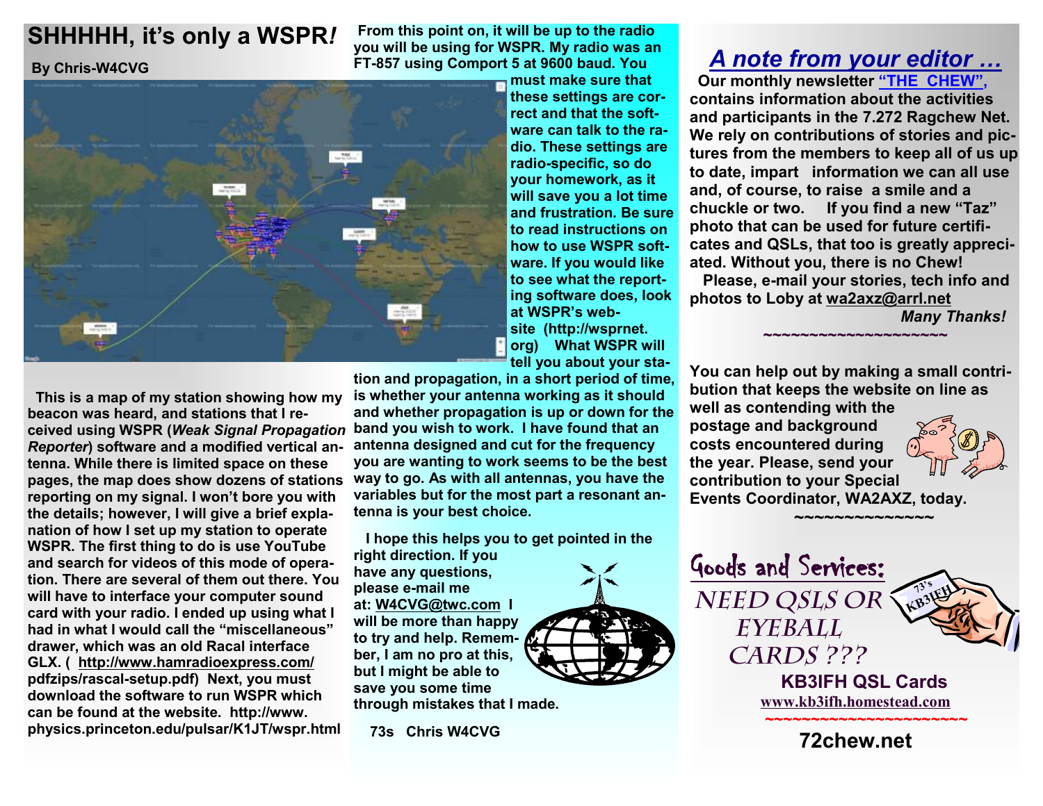# SHHHHH, it's only a WSPR!

**By Chris-W4CVG**

This is a map of my station showing how my beacon was heard, and stations that I received using WSPR (*Weak Signal Propagation Reporter*) software and a modified vertical antenna. While there is limited space on these pages, the map does show dozens of stations reporting on my signal. I won't bore you with the details; however, I will give a brief explanation of how I set up my station to operate WSPR. The first thing to do is use YouTube and search for videos of this mode of operation. There are several of them out there. You will have to interface your computer sound card with your radio. I ended up using what I had in what I would call the "miscellaneous" drawer, which was an old Racal interface GLX. ( http://www.hamradioexpress.com/pdfzips/rascal-setup.pdf) Next, you must download the software to run WSPR which can be found at the website. http://www.physics.princeton.edu/pulsar/K1JT/wspr.html

From this point on, it will be up to the radio you will be using for WSPR. My radio was an FT-857 using Comport 5 at 9600 baud. You must make sure that these settings are correct and that the software can talk to the radio. These settings are radio-specific, so do your homework, as it will save you a lot time and frustration. Be sure to read instructions on how to use WSPR software. If you would like to see what the reporting software does, look at WSPR's website (http://wsprnet.org) What WSPR will tell you about your station and propagation, in a short period of time, is whether your antenna working as it should and whether propagation is up or down for the band you wish to work. I have found that an antenna designed and cut for the frequency you are wanting to work seems to be the best way to go. As with all antennas, you have the variables but for the most part a resonant antenna is your best choice.

I hope this helps you to get pointed in the right direction. If you have any questions, please e-mail me at: W4CVG@twc.com I will be more than happy to try and help. Remember, I am no pro at this, but I might be able to save you some time through mistakes that I made.

73s Chris W4CVG

## *A note from your editor …*

Our monthly newsletter **"THE CHEW"**, contains information about the activities and participants in the 7.272 Ragchew Net. We rely on contributions of stories and pictures from the members to keep all of us up to date, impart information we can all use and, of course, to raise a smile and a chuckle or two. If you find a new "Taz" photo that can be used for future certificates and QSLs, that too is greatly appreciated. Without you, there is no Chew!

Please, e-mail your stories, tech info and photos to Loby at wa2axz@arrl.net

*Many Thanks!*

~~~~~~~~~~~~~~~~~~~~

You can help out by making a small contribution that keeps the website on line as well as contending with the postage and background costs encountered during the year. Please, send your contribution to your Special Events Coordinator, WA2AXZ, today.

~~~~~~~~~~~~~~

## Goods and Services:

NEED QSLS OR EYEBALL CARDS ???

**KB3IFH QSL Cards**

www.kb3ifh.homestead.com

~~~~~~~~~~~~~~~~~~~~~~

**72chew.net**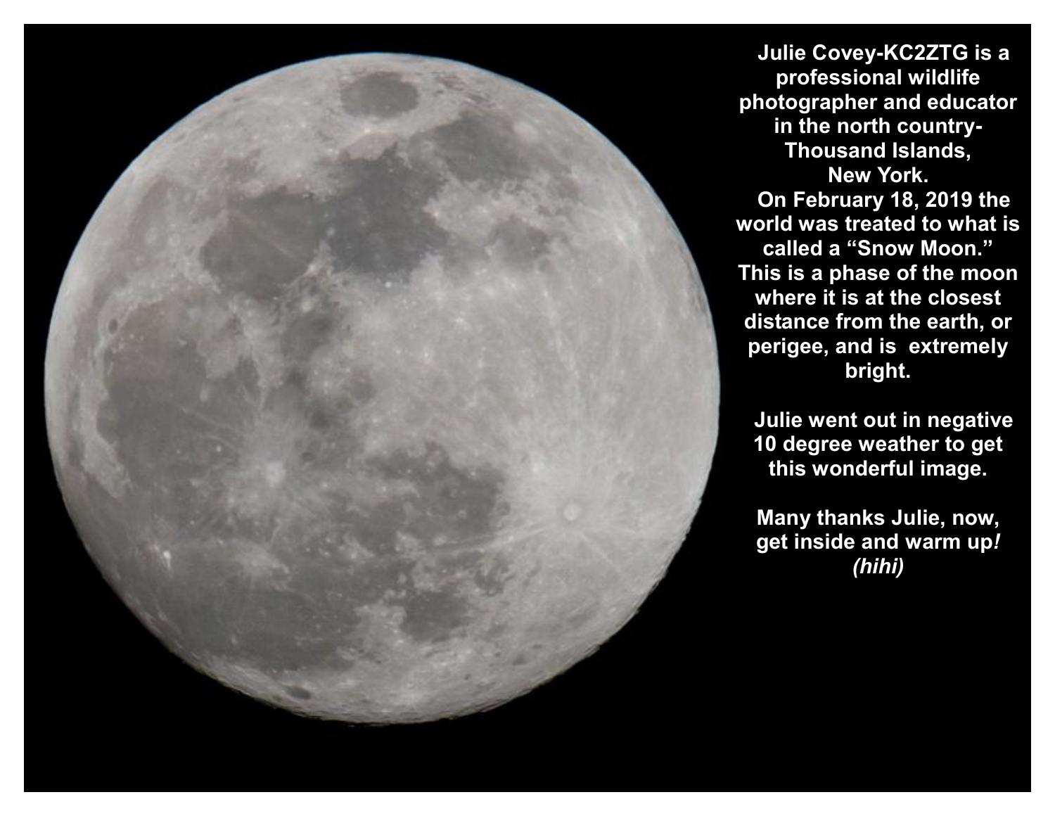**Julie Covey-KC2ZTG is a professional wildlife photographer and educator in the north country-Thousand Islands, New York.**

**On February 18, 2019 the world was treated to what is called a "Snow Moon." This is a phase of the moon where it is at the closest distance from the earth, or perigee, and is extremely bright.**

**Julie went out in negative 10 degree weather to get this wonderful image.**

**Many thanks Julie, now, get inside and warm up*!* *(hihi)***